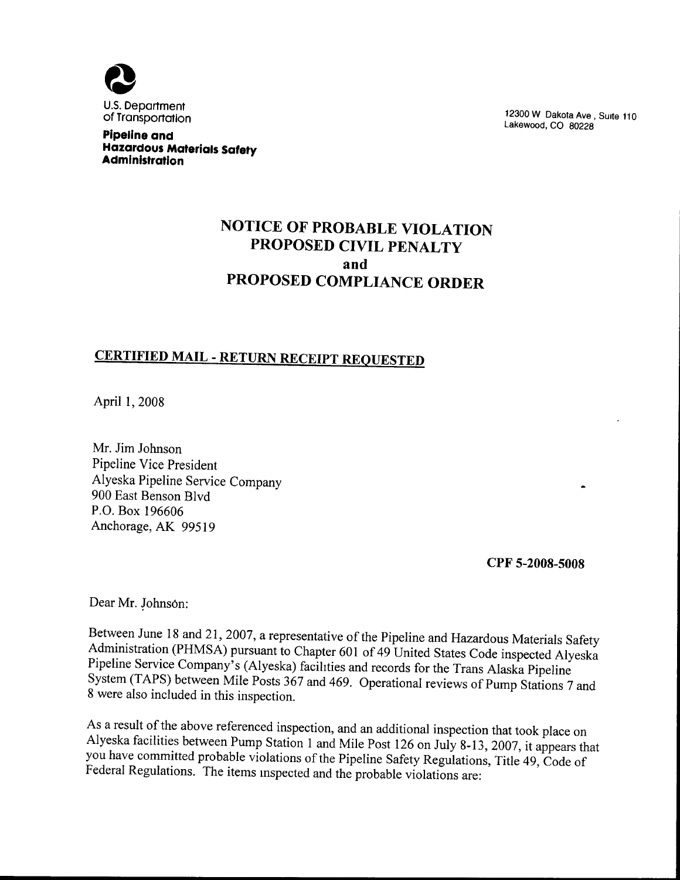U.S. Department of Transportation

**Pipeline and Hazardous Materials Safety Administration**

12300 W Dakota Ave , Suite 110
Lakewood, CO 80228

# NOTICE OF PROBABLE VIOLATION
# PROPOSED CIVIL PENALTY
# and
# PROPOSED COMPLIANCE ORDER

**CERTIFIED MAIL - RETURN RECEIPT REQUESTED**

April 1, 2008

Mr. Jim Johnson
Pipeline Vice President
Alyeska Pipeline Service Company
900 East Benson Blvd
P.O. Box 196606
Anchorage, AK 99519

**CPF 5-2008-5008**

Dear Mr. Johnson:

Between June 18 and 21, 2007, a representative of the Pipeline and Hazardous Materials Safety Administration (PHMSA) pursuant to Chapter 601 of 49 United States Code inspected Alyeska Pipeline Service Company's (Alyeska) facilities and records for the Trans Alaska Pipeline System (TAPS) between Mile Posts 367 and 469. Operational reviews of Pump Stations 7 and 8 were also included in this inspection.

As a result of the above referenced inspection, and an additional inspection that took place on Alyeska facilities between Pump Station 1 and Mile Post 126 on July 8-13, 2007, it appears that you have committed probable violations of the Pipeline Safety Regulations, Title 49, Code of Federal Regulations. The items inspected and the probable violations are: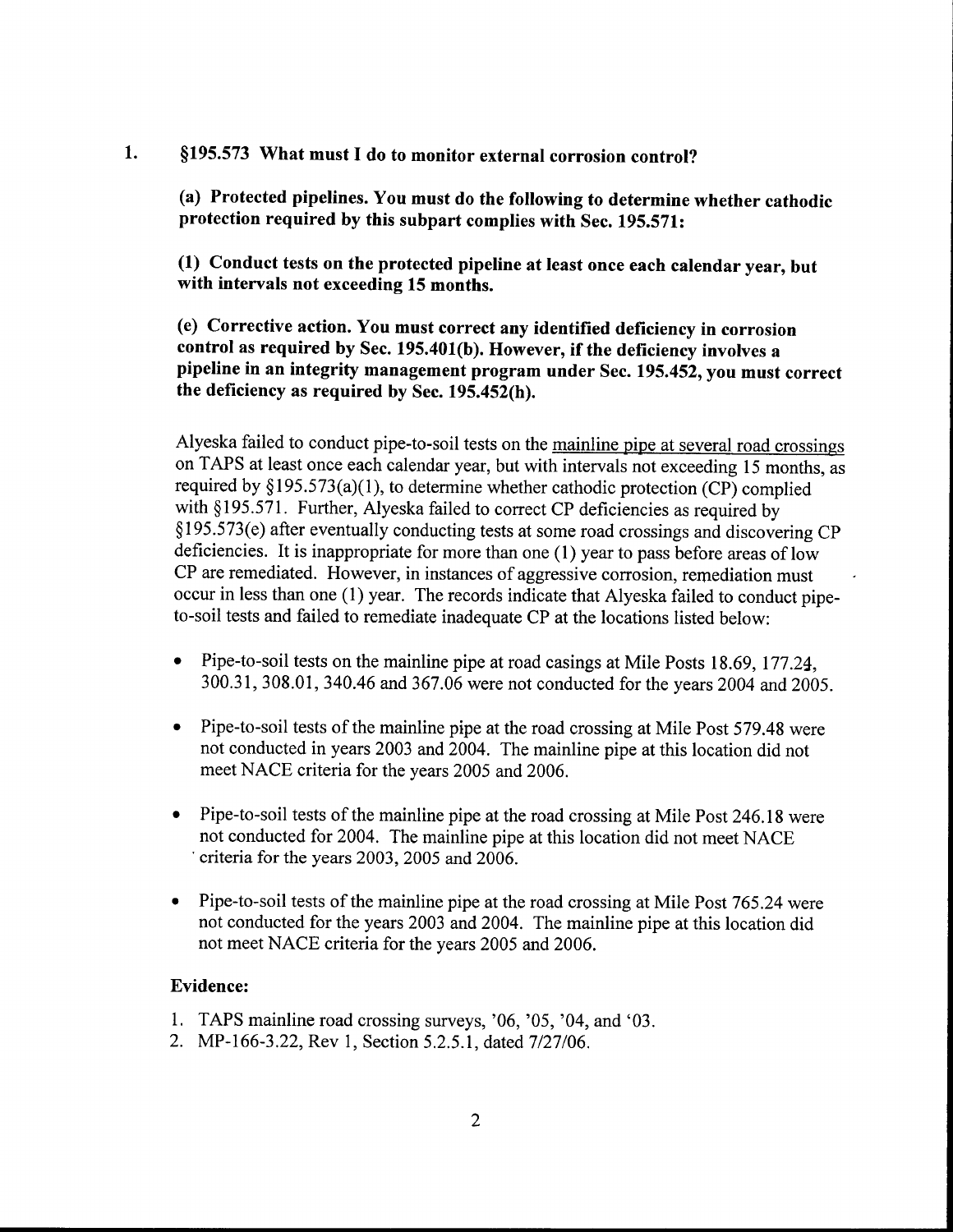1. **§195.573 What must I do to monitor external corrosion control?**

   **(a) Protected pipelines. You must do the following to determine whether cathodic protection required by this subpart complies with Sec. 195.571:**

   **(1) Conduct tests on the protected pipeline at least once each calendar year, but with intervals not exceeding 15 months.**

   **(e) Corrective action. You must correct any identified deficiency in corrosion control as required by Sec. 195.401(b). However, if the deficiency involves a pipeline in an integrity management program under Sec. 195.452, you must correct the deficiency as required by Sec. 195.452(h).**

   Alyeska failed to conduct pipe-to-soil tests on the mainline pipe at several road crossings on TAPS at least once each calendar year, but with intervals not exceeding 15 months, as required by §195.573(a)(1), to determine whether cathodic protection (CP) complied with §195.571. Further, Alyeska failed to correct CP deficiencies as required by §195.573(e) after eventually conducting tests at some road crossings and discovering CP deficiencies. It is inappropriate for more than one (1) year to pass before areas of low CP are remediated. However, in instances of aggressive corrosion, remediation must occur in less than one (1) year. The records indicate that Alyeska failed to conduct pipe-to-soil tests and failed to remediate inadequate CP at the locations listed below:

   - Pipe-to-soil tests on the mainline pipe at road casings at Mile Posts 18.69, 177.24, 300.31, 308.01, 340.46 and 367.06 were not conducted for the years 2004 and 2005.
   - Pipe-to-soil tests of the mainline pipe at the road crossing at Mile Post 579.48 were not conducted in years 2003 and 2004. The mainline pipe at this location did not meet NACE criteria for the years 2005 and 2006.
   - Pipe-to-soil tests of the mainline pipe at the road crossing at Mile Post 246.18 were not conducted for 2004. The mainline pipe at this location did not meet NACE criteria for the years 2003, 2005 and 2006.
   - Pipe-to-soil tests of the mainline pipe at the road crossing at Mile Post 765.24 were not conducted for the years 2003 and 2004. The mainline pipe at this location did not meet NACE criteria for the years 2005 and 2006.

   **Evidence:**

   1. TAPS mainline road crossing surveys, '06, '05, '04, and '03.
   2. MP-166-3.22, Rev 1, Section 5.2.5.1, dated 7/27/06.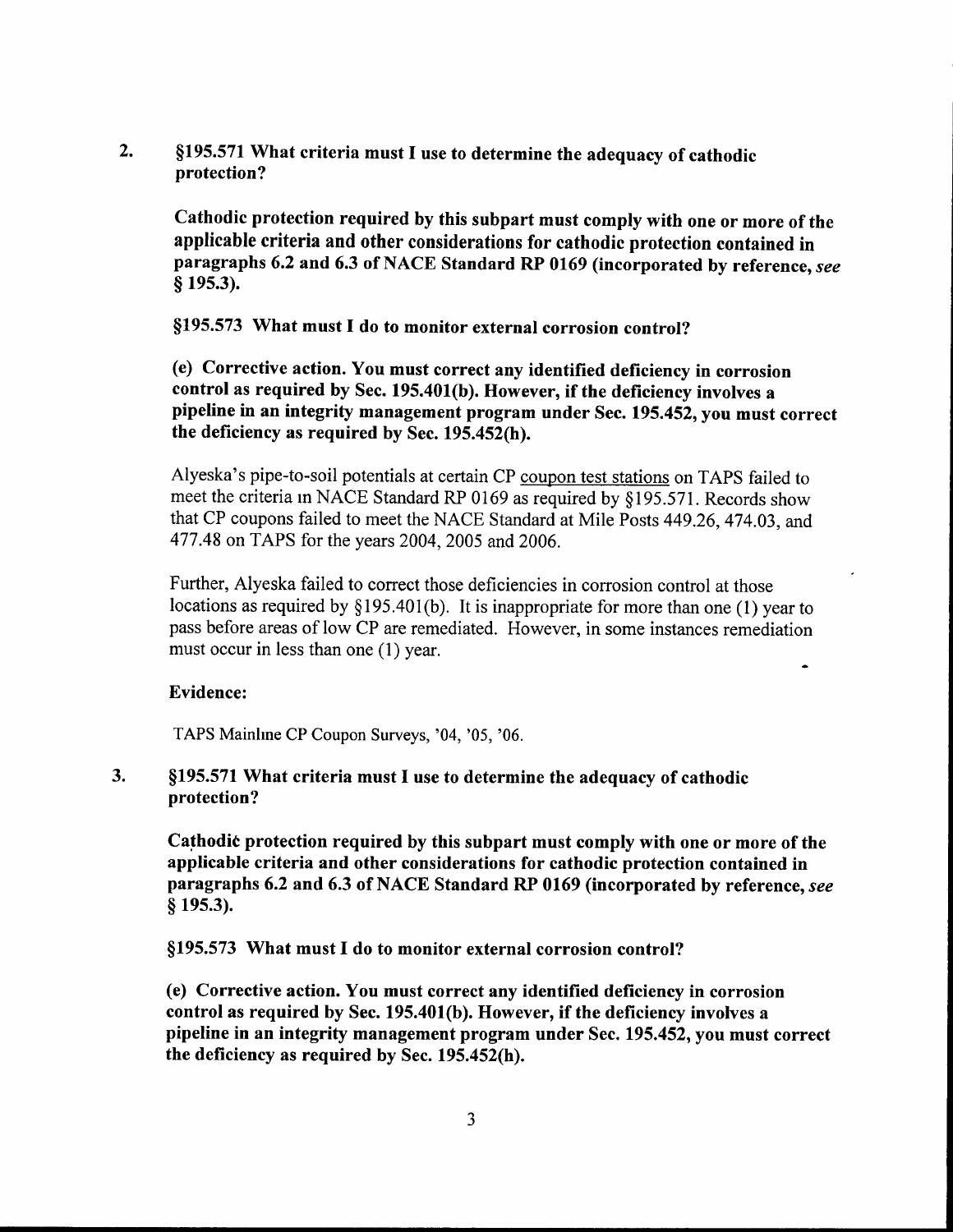2. **§195.571 What criteria must I use to determine the adequacy of cathodic protection?**

**Cathodic protection required by this subpart must comply with one or more of the applicable criteria and other considerations for cathodic protection contained in paragraphs 6.2 and 6.3 of NACE Standard RP 0169 (incorporated by reference, *see* § 195.3).**

**§195.573 What must I do to monitor external corrosion control?**

**(e) Corrective action. You must correct any identified deficiency in corrosion control as required by Sec. 195.401(b). However, if the deficiency involves a pipeline in an integrity management program under Sec. 195.452, you must correct the deficiency as required by Sec. 195.452(h).**

Alyeska's pipe-to-soil potentials at certain CP coupon test stations on TAPS failed to meet the criteria in NACE Standard RP 0169 as required by §195.571. Records show that CP coupons failed to meet the NACE Standard at Mile Posts 449.26, 474.03, and 477.48 on TAPS for the years 2004, 2005 and 2006.

Further, Alyeska failed to correct those deficiencies in corrosion control at those locations as required by §195.401(b). It is inappropriate for more than one (1) year to pass before areas of low CP are remediated. However, in some instances remediation must occur in less than one (1) year.

**Evidence:**

TAPS Mainline CP Coupon Surveys, '04, '05, '06.

3. **§195.571 What criteria must I use to determine the adequacy of cathodic protection?**

**Cathodic protection required by this subpart must comply with one or more of the applicable criteria and other considerations for cathodic protection contained in paragraphs 6.2 and 6.3 of NACE Standard RP 0169 (incorporated by reference, *see* § 195.3).**

**§195.573 What must I do to monitor external corrosion control?**

**(e) Corrective action. You must correct any identified deficiency in corrosion control as required by Sec. 195.401(b). However, if the deficiency involves a pipeline in an integrity management program under Sec. 195.452, you must correct the deficiency as required by Sec. 195.452(h).**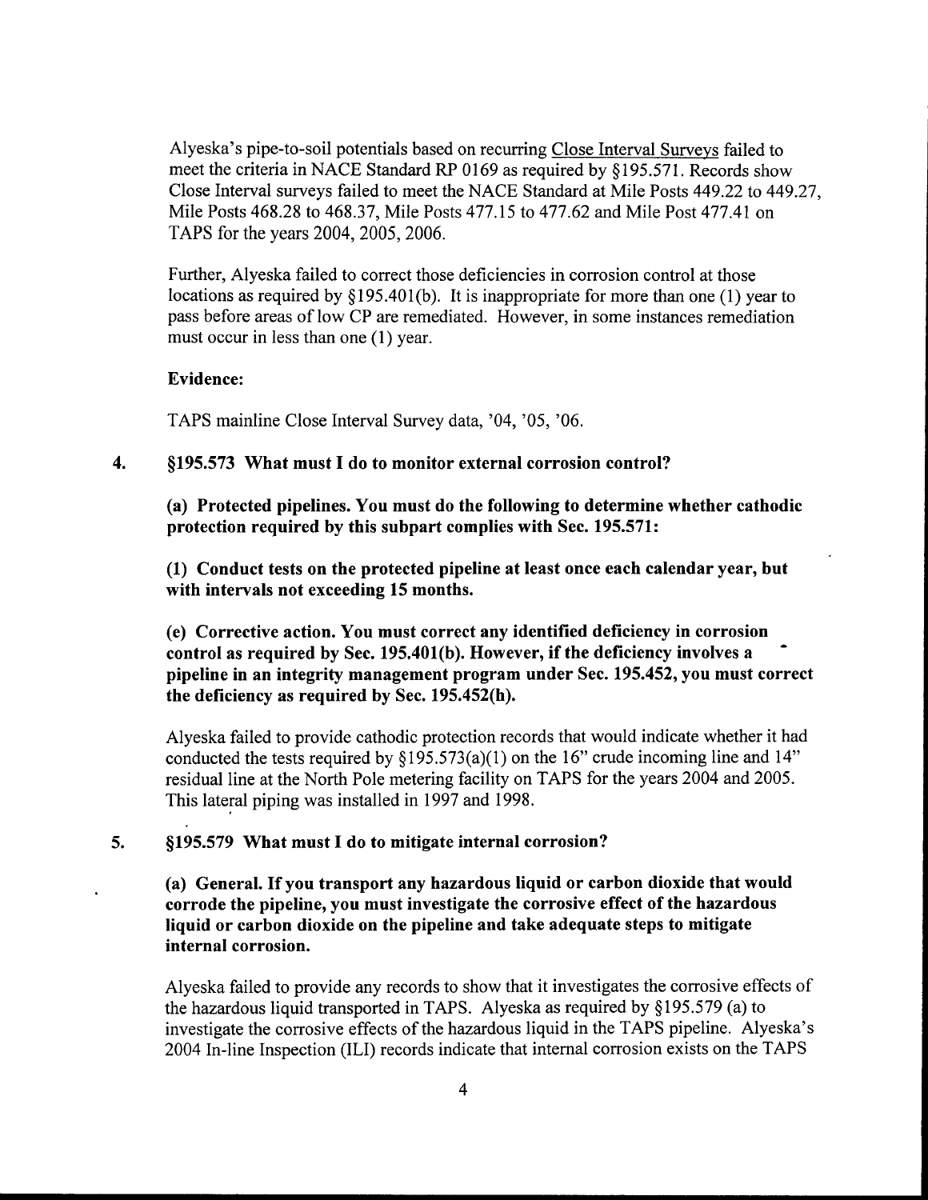Alyeska's pipe-to-soil potentials based on recurring Close Interval Surveys failed to meet the criteria in NACE Standard RP 0169 as required by §195.571. Records show Close Interval surveys failed to meet the NACE Standard at Mile Posts 449.22 to 449.27, Mile Posts 468.28 to 468.37, Mile Posts 477.15 to 477.62 and Mile Post 477.41 on TAPS for the years 2004, 2005, 2006.

Further, Alyeska failed to correct those deficiencies in corrosion control at those locations as required by §195.401(b). It is inappropriate for more than one (1) year to pass before areas of low CP are remediated. However, in some instances remediation must occur in less than one (1) year.

**Evidence:**

TAPS mainline Close Interval Survey data, '04, '05, '06.

4. **§195.573 What must I do to monitor external corrosion control?**

   **(a) Protected pipelines. You must do the following to determine whether cathodic protection required by this subpart complies with Sec. 195.571:**

   **(1) Conduct tests on the protected pipeline at least once each calendar year, but with intervals not exceeding 15 months.**

   **(e) Corrective action. You must correct any identified deficiency in corrosion control as required by Sec. 195.401(b). However, if the deficiency involves a pipeline in an integrity management program under Sec. 195.452, you must correct the deficiency as required by Sec. 195.452(h).**

   Alyeska failed to provide cathodic protection records that would indicate whether it had conducted the tests required by §195.573(a)(1) on the 16" crude incoming line and 14" residual line at the North Pole metering facility on TAPS for the years 2004 and 2005. This lateral piping was installed in 1997 and 1998.

5. **§195.579 What must I do to mitigate internal corrosion?**

   **(a) General. If you transport any hazardous liquid or carbon dioxide that would corrode the pipeline, you must investigate the corrosive effect of the hazardous liquid or carbon dioxide on the pipeline and take adequate steps to mitigate internal corrosion.**

   Alyeska failed to provide any records to show that it investigates the corrosive effects of the hazardous liquid transported in TAPS. Alyeska as required by §195.579 (a) to investigate the corrosive effects of the hazardous liquid in the TAPS pipeline. Alyeska's 2004 In-line Inspection (ILI) records indicate that internal corrosion exists on the TAPS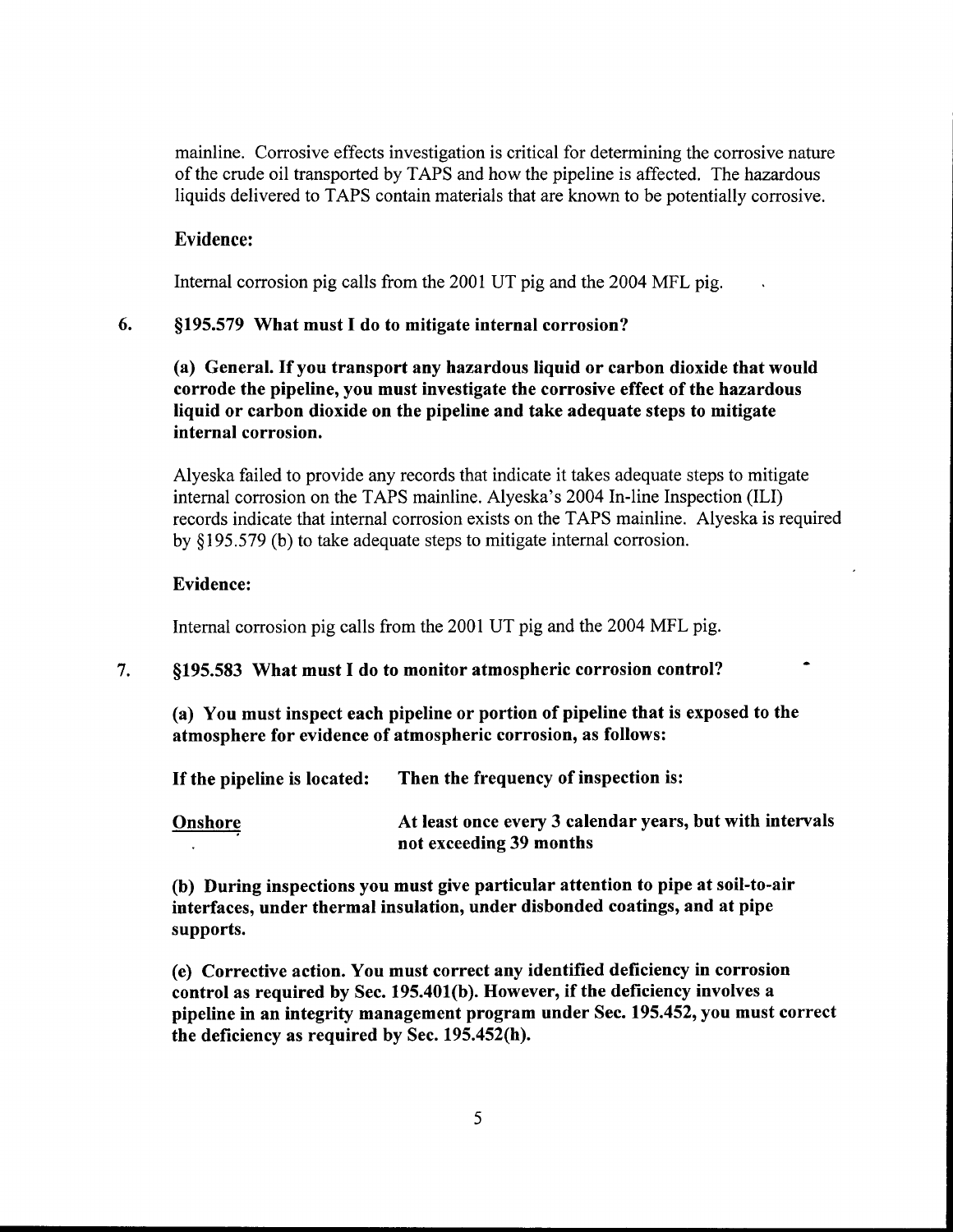mainline. Corrosive effects investigation is critical for determining the corrosive nature of the crude oil transported by TAPS and how the pipeline is affected. The hazardous liquids delivered to TAPS contain materials that are known to be potentially corrosive.

**Evidence:**

Internal corrosion pig calls from the 2001 UT pig and the 2004 MFL pig.

6. **§195.579 What must I do to mitigate internal corrosion?**

   **(a) General. If you transport any hazardous liquid or carbon dioxide that would corrode the pipeline, you must investigate the corrosive effect of the hazardous liquid or carbon dioxide on the pipeline and take adequate steps to mitigate internal corrosion.**

   Alyeska failed to provide any records that indicate it takes adequate steps to mitigate internal corrosion on the TAPS mainline. Alyeska's 2004 In-line Inspection (ILI) records indicate that internal corrosion exists on the TAPS mainline. Alyeska is required by §195.579 (b) to take adequate steps to mitigate internal corrosion.

   **Evidence:**

   Internal corrosion pig calls from the 2001 UT pig and the 2004 MFL pig.

7. **§195.583 What must I do to monitor atmospheric corrosion control?**

   **(a) You must inspect each pipeline or portion of pipeline that is exposed to the atmosphere for evidence of atmospheric corrosion, as follows:**

   | If the pipeline is located: | Then the frequency of inspection is: |
   | --- | --- |
   | Onshore | At least once every 3 calendar years, but with intervals not exceeding 39 months |

   **(b) During inspections you must give particular attention to pipe at soil-to-air interfaces, under thermal insulation, under disbonded coatings, and at pipe supports.**

   **(e) Corrective action. You must correct any identified deficiency in corrosion control as required by Sec. 195.401(b). However, if the deficiency involves a pipeline in an integrity management program under Sec. 195.452, you must correct the deficiency as required by Sec. 195.452(h).**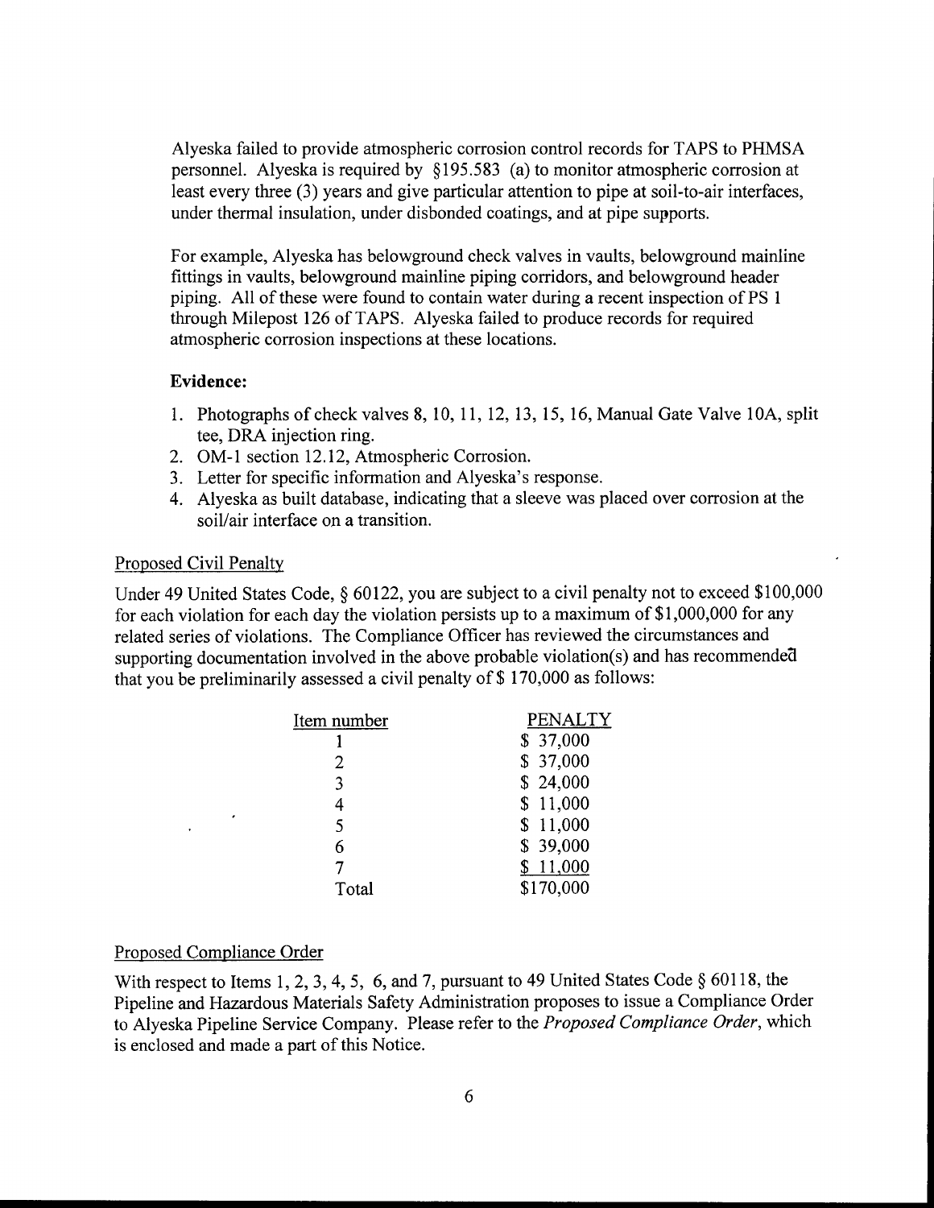Alyeska failed to provide atmospheric corrosion control records for TAPS to PHMSA personnel. Alyeska is required by §195.583 (a) to monitor atmospheric corrosion at least every three (3) years and give particular attention to pipe at soil-to-air interfaces, under thermal insulation, under disbonded coatings, and at pipe supports.

For example, Alyeska has belowground check valves in vaults, belowground mainline fittings in vaults, belowground mainline piping corridors, and belowground header piping. All of these were found to contain water during a recent inspection of PS 1 through Milepost 126 of TAPS. Alyeska failed to produce records for required atmospheric corrosion inspections at these locations.

**Evidence:**

1. Photographs of check valves 8, 10, 11, 12, 13, 15, 16, Manual Gate Valve 10A, split tee, DRA injection ring.
2. OM-1 section 12.12, Atmospheric Corrosion.
3. Letter for specific information and Alyeska's response.
4. Alyeska as built database, indicating that a sleeve was placed over corrosion at the soil/air interface on a transition.

Proposed Civil Penalty

Under 49 United States Code, § 60122, you are subject to a civil penalty not to exceed $100,000 for each violation for each day the violation persists up to a maximum of $1,000,000 for any related series of violations. The Compliance Officer has reviewed the circumstances and supporting documentation involved in the above probable violation(s) and has recommended that you be preliminarily assessed a civil penalty of $ 170,000 as follows:

| Item number | PENALTY |
|---|---|
| 1 | $ 37,000 |
| 2 | $ 37,000 |
| 3 | $ 24,000 |
| 4 | $ 11,000 |
| 5 | $ 11,000 |
| 6 | $ 39,000 |
| 7 | $ 11,000 |
| Total | $170,000 |

Proposed Compliance Order

With respect to Items 1, 2, 3, 4, 5, 6, and 7, pursuant to 49 United States Code § 60118, the Pipeline and Hazardous Materials Safety Administration proposes to issue a Compliance Order to Alyeska Pipeline Service Company. Please refer to the *Proposed Compliance Order*, which is enclosed and made a part of this Notice.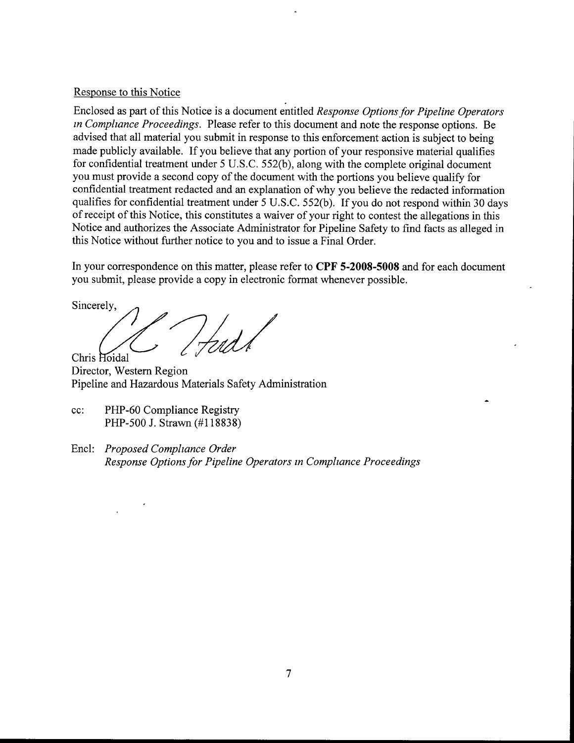Response to this Notice

Enclosed as part of this Notice is a document entitled *Response Options for Pipeline Operators in Compliance Proceedings*. Please refer to this document and note the response options. Be advised that all material you submit in response to this enforcement action is subject to being made publicly available. If you believe that any portion of your responsive material qualifies for confidential treatment under 5 U.S.C. 552(b), along with the complete original document you must provide a second copy of the document with the portions you believe qualify for confidential treatment redacted and an explanation of why you believe the redacted information qualifies for confidential treatment under 5 U.S.C. 552(b). If you do not respond within 30 days of receipt of this Notice, this constitutes a waiver of your right to contest the allegations in this Notice and authorizes the Associate Administrator for Pipeline Safety to find facts as alleged in this Notice without further notice to you and to issue a Final Order.

In your correspondence on this matter, please refer to **CPF 5-2008-5008** and for each document you submit, please provide a copy in electronic format whenever possible.

Sincerely,

Chris Hoidal
Director, Western Region
Pipeline and Hazardous Materials Safety Administration

cc: PHP-60 Compliance Registry
PHP-500 J. Strawn (#118838)

Encl: *Proposed Compliance Order*
*Response Options for Pipeline Operators in Compliance Proceedings*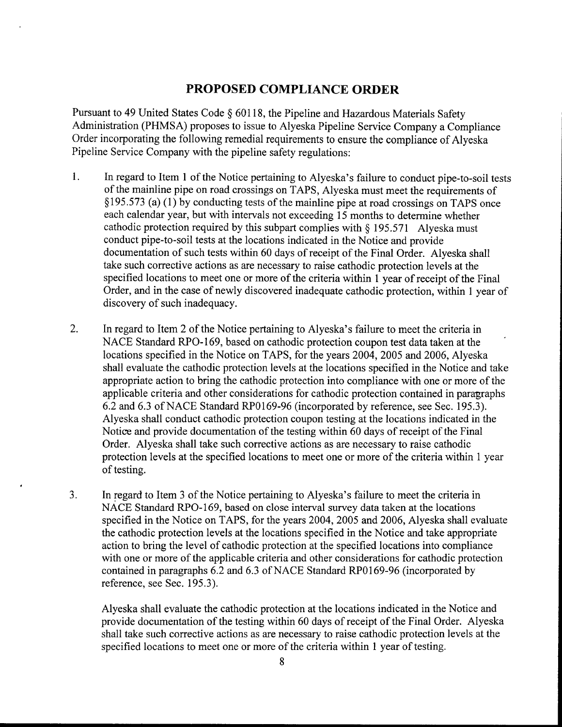## PROPOSED COMPLIANCE ORDER

Pursuant to 49 United States Code § 60118, the Pipeline and Hazardous Materials Safety Administration (PHMSA) proposes to issue to Alyeska Pipeline Service Company a Compliance Order incorporating the following remedial requirements to ensure the compliance of Alyeska Pipeline Service Company with the pipeline safety regulations:

1. In regard to Item 1 of the Notice pertaining to Alyeska's failure to conduct pipe-to-soil tests of the mainline pipe on road crossings on TAPS, Alyeska must meet the requirements of §195.573 (a) (1) by conducting tests of the mainline pipe at road crossings on TAPS once each calendar year, but with intervals not exceeding 15 months to determine whether cathodic protection required by this subpart complies with § 195.571 Alyeska must conduct pipe-to-soil tests at the locations indicated in the Notice and provide documentation of such tests within 60 days of receipt of the Final Order. Alyeska shall take such corrective actions as are necessary to raise cathodic protection levels at the specified locations to meet one or more of the criteria within 1 year of receipt of the Final Order, and in the case of newly discovered inadequate cathodic protection, within 1 year of discovery of such inadequacy.

2. In regard to Item 2 of the Notice pertaining to Alyeska's failure to meet the criteria in NACE Standard RPO-169, based on cathodic protection coupon test data taken at the locations specified in the Notice on TAPS, for the years 2004, 2005 and 2006, Alyeska shall evaluate the cathodic protection levels at the locations specified in the Notice and take appropriate action to bring the cathodic protection into compliance with one or more of the applicable criteria and other considerations for cathodic protection contained in paragraphs 6.2 and 6.3 of NACE Standard RP0169-96 (incorporated by reference, see Sec. 195.3). Alyeska shall conduct cathodic protection coupon testing at the locations indicated in the Notice and provide documentation of the testing within 60 days of receipt of the Final Order. Alyeska shall take such corrective actions as are necessary to raise cathodic protection levels at the specified locations to meet one or more of the criteria within 1 year of testing.

3. In regard to Item 3 of the Notice pertaining to Alyeska's failure to meet the criteria in NACE Standard RPO-169, based on close interval survey data taken at the locations specified in the Notice on TAPS, for the years 2004, 2005 and 2006, Alyeska shall evaluate the cathodic protection levels at the locations specified in the Notice and take appropriate action to bring the level of cathodic protection at the specified locations into compliance with one or more of the applicable criteria and other considerations for cathodic protection contained in paragraphs 6.2 and 6.3 of NACE Standard RP0169-96 (incorporated by reference, see Sec. 195.3).

   Alyeska shall evaluate the cathodic protection at the locations indicated in the Notice and provide documentation of the testing within 60 days of receipt of the Final Order. Alyeska shall take such corrective actions as are necessary to raise cathodic protection levels at the specified locations to meet one or more of the criteria within 1 year of testing.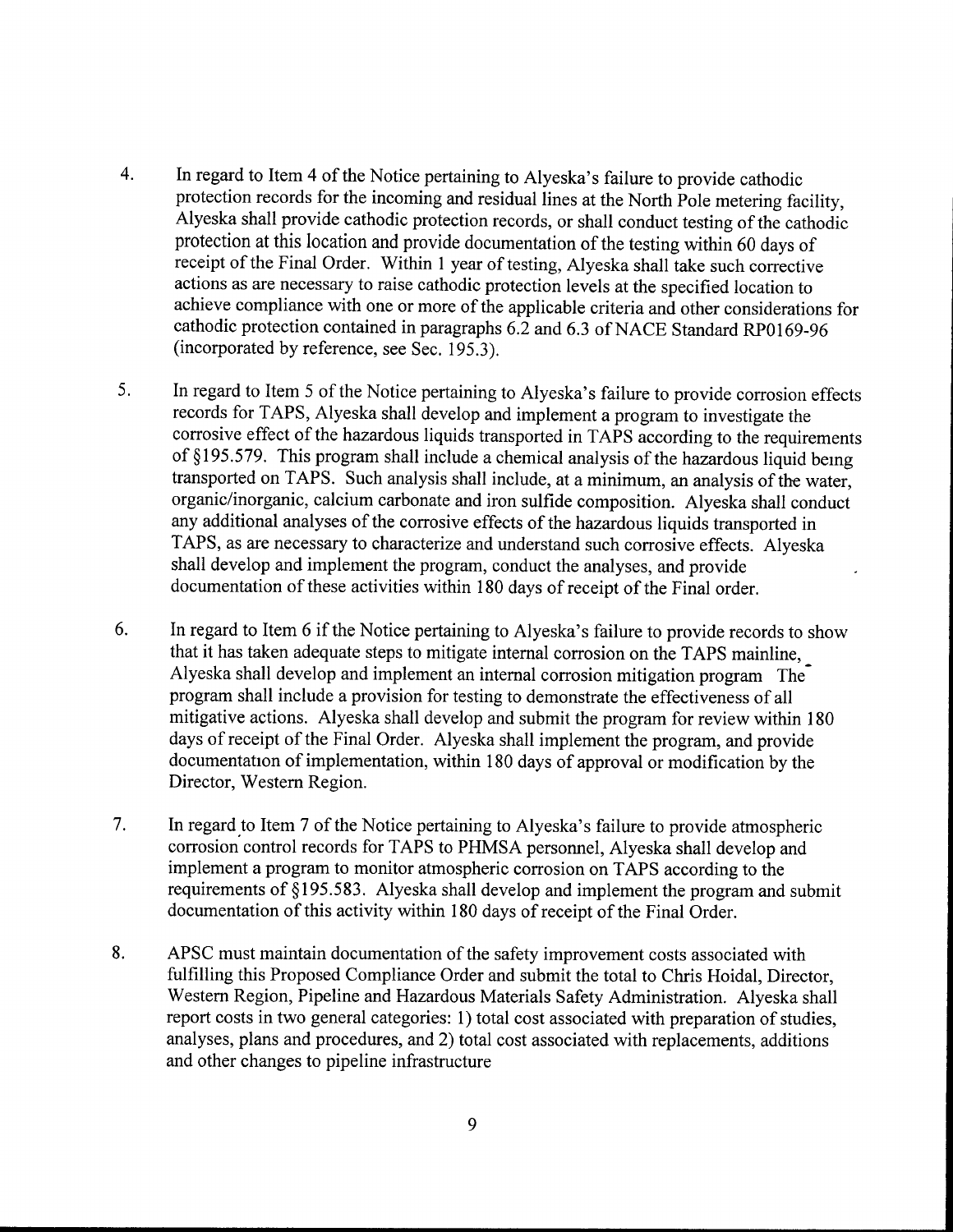4. In regard to Item 4 of the Notice pertaining to Alyeska's failure to provide cathodic protection records for the incoming and residual lines at the North Pole metering facility, Alyeska shall provide cathodic protection records, or shall conduct testing of the cathodic protection at this location and provide documentation of the testing within 60 days of receipt of the Final Order. Within 1 year of testing, Alyeska shall take such corrective actions as are necessary to raise cathodic protection levels at the specified location to achieve compliance with one or more of the applicable criteria and other considerations for cathodic protection contained in paragraphs 6.2 and 6.3 of NACE Standard RP0169-96 (incorporated by reference, see Sec. 195.3).

5. In regard to Item 5 of the Notice pertaining to Alyeska's failure to provide corrosion effects records for TAPS, Alyeska shall develop and implement a program to investigate the corrosive effect of the hazardous liquids transported in TAPS according to the requirements of §195.579. This program shall include a chemical analysis of the hazardous liquid being transported on TAPS. Such analysis shall include, at a minimum, an analysis of the water, organic/inorganic, calcium carbonate and iron sulfide composition. Alyeska shall conduct any additional analyses of the corrosive effects of the hazardous liquids transported in TAPS, as are necessary to characterize and understand such corrosive effects. Alyeska shall develop and implement the program, conduct the analyses, and provide documentation of these activities within 180 days of receipt of the Final order.

6. In regard to Item 6 if the Notice pertaining to Alyeska's failure to provide records to show that it has taken adequate steps to mitigate internal corrosion on the TAPS mainline, Alyeska shall develop and implement an internal corrosion mitigation program The program shall include a provision for testing to demonstrate the effectiveness of all mitigative actions. Alyeska shall develop and submit the program for review within 180 days of receipt of the Final Order. Alyeska shall implement the program, and provide documentation of implementation, within 180 days of approval or modification by the Director, Western Region.

7. In regard to Item 7 of the Notice pertaining to Alyeska's failure to provide atmospheric corrosion control records for TAPS to PHMSA personnel, Alyeska shall develop and implement a program to monitor atmospheric corrosion on TAPS according to the requirements of §195.583. Alyeska shall develop and implement the program and submit documentation of this activity within 180 days of receipt of the Final Order.

8. APSC must maintain documentation of the safety improvement costs associated with fulfilling this Proposed Compliance Order and submit the total to Chris Hoidal, Director, Western Region, Pipeline and Hazardous Materials Safety Administration. Alyeska shall report costs in two general categories: 1) total cost associated with preparation of studies, analyses, plans and procedures, and 2) total cost associated with replacements, additions and other changes to pipeline infrastructure